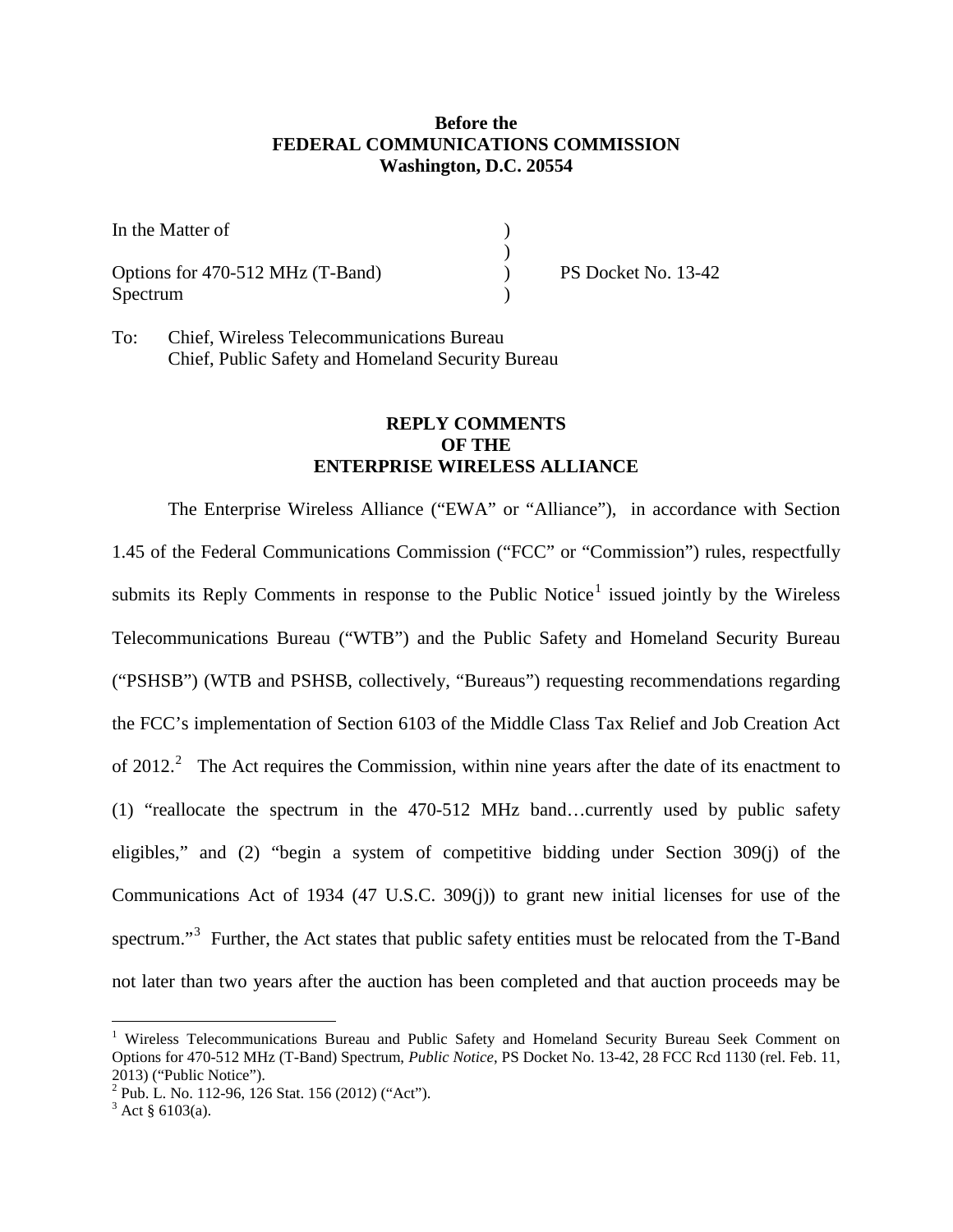**Before the**
**FEDERAL COMMUNICATIONS COMMISSION**
**Washington, D.C. 20554**

| | | |
|---|---|---|
| In the Matter of | ) | |
| | ) | |
| Options for 470-512 MHz (T-Band) | ) | PS Docket No. 13-42 |
| Spectrum | ) | |

To: Chief, Wireless Telecommunications Bureau
Chief, Public Safety and Homeland Security Bureau

**REPLY COMMENTS**
**OF THE**
**ENTERPRISE WIRELESS ALLIANCE**

The Enterprise Wireless Alliance ("EWA" or "Alliance"), in accordance with Section 1.45 of the Federal Communications Commission ("FCC" or "Commission") rules, respectfully submits its Reply Comments in response to the Public Notice[1] issued jointly by the Wireless Telecommunications Bureau ("WTB") and the Public Safety and Homeland Security Bureau ("PSHSB") (WTB and PSHSB, collectively, "Bureaus") requesting recommendations regarding the FCC's implementation of Section 6103 of the Middle Class Tax Relief and Job Creation Act of 2012.[2] The Act requires the Commission, within nine years after the date of its enactment to (1) "reallocate the spectrum in the 470-512 MHz band…currently used by public safety eligibles," and (2) "begin a system of competitive bidding under Section 309(j) of the Communications Act of 1934 (47 U.S.C. 309(j)) to grant new initial licenses for use of the spectrum."[3] Further, the Act states that public safety entities must be relocated from the T-Band not later than two years after the auction has been completed and that auction proceeds may be

---

[1] Wireless Telecommunications Bureau and Public Safety and Homeland Security Bureau Seek Comment on Options for 470-512 MHz (T-Band) Spectrum, *Public Notice*, PS Docket No. 13-42, 28 FCC Rcd 1130 (rel. Feb. 11, 2013) ("Public Notice").

[2] Pub. L. No. 112-96, 126 Stat. 156 (2012) ("Act").

[3] Act § 6103(a).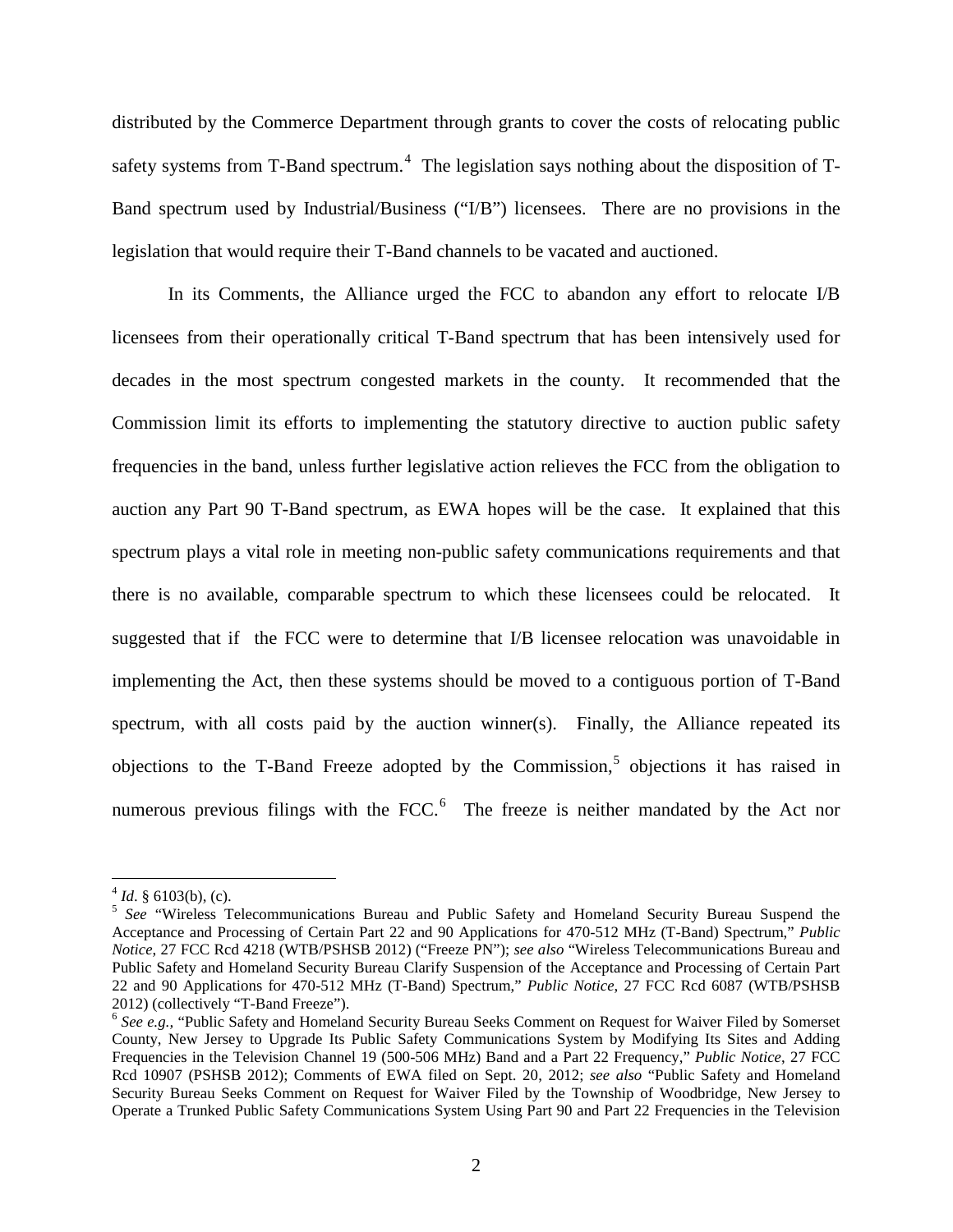distributed by the Commerce Department through grants to cover the costs of relocating public safety systems from T-Band spectrum.[4] The legislation says nothing about the disposition of T-Band spectrum used by Industrial/Business ("I/B") licensees. There are no provisions in the legislation that would require their T-Band channels to be vacated and auctioned.

In its Comments, the Alliance urged the FCC to abandon any effort to relocate I/B licensees from their operationally critical T-Band spectrum that has been intensively used for decades in the most spectrum congested markets in the county. It recommended that the Commission limit its efforts to implementing the statutory directive to auction public safety frequencies in the band, unless further legislative action relieves the FCC from the obligation to auction any Part 90 T-Band spectrum, as EWA hopes will be the case. It explained that this spectrum plays a vital role in meeting non-public safety communications requirements and that there is no available, comparable spectrum to which these licensees could be relocated. It suggested that if the FCC were to determine that I/B licensee relocation was unavoidable in implementing the Act, then these systems should be moved to a contiguous portion of T-Band spectrum, with all costs paid by the auction winner(s). Finally, the Alliance repeated its objections to the T-Band Freeze adopted by the Commission,[5] objections it has raised in numerous previous filings with the FCC.[6] The freeze is neither mandated by the Act nor

---

[4] *Id*. § 6103(b), (c).

[5] *See* "Wireless Telecommunications Bureau and Public Safety and Homeland Security Bureau Suspend the Acceptance and Processing of Certain Part 22 and 90 Applications for 470-512 MHz (T-Band) Spectrum," *Public Notice*, 27 FCC Rcd 4218 (WTB/PSHSB 2012) ("Freeze PN"); *see also* "Wireless Telecommunications Bureau and Public Safety and Homeland Security Bureau Clarify Suspension of the Acceptance and Processing of Certain Part 22 and 90 Applications for 470-512 MHz (T-Band) Spectrum," *Public Notice*, 27 FCC Rcd 6087 (WTB/PSHSB 2012) (collectively "T-Band Freeze").

[6] *See e.g.*, "Public Safety and Homeland Security Bureau Seeks Comment on Request for Waiver Filed by Somerset County, New Jersey to Upgrade Its Public Safety Communications System by Modifying Its Sites and Adding Frequencies in the Television Channel 19 (500-506 MHz) Band and a Part 22 Frequency," *Public Notice*, 27 FCC Rcd 10907 (PSHSB 2012); Comments of EWA filed on Sept. 20, 2012; *see also* "Public Safety and Homeland Security Bureau Seeks Comment on Request for Waiver Filed by the Township of Woodbridge, New Jersey to Operate a Trunked Public Safety Communications System Using Part 90 and Part 22 Frequencies in the Television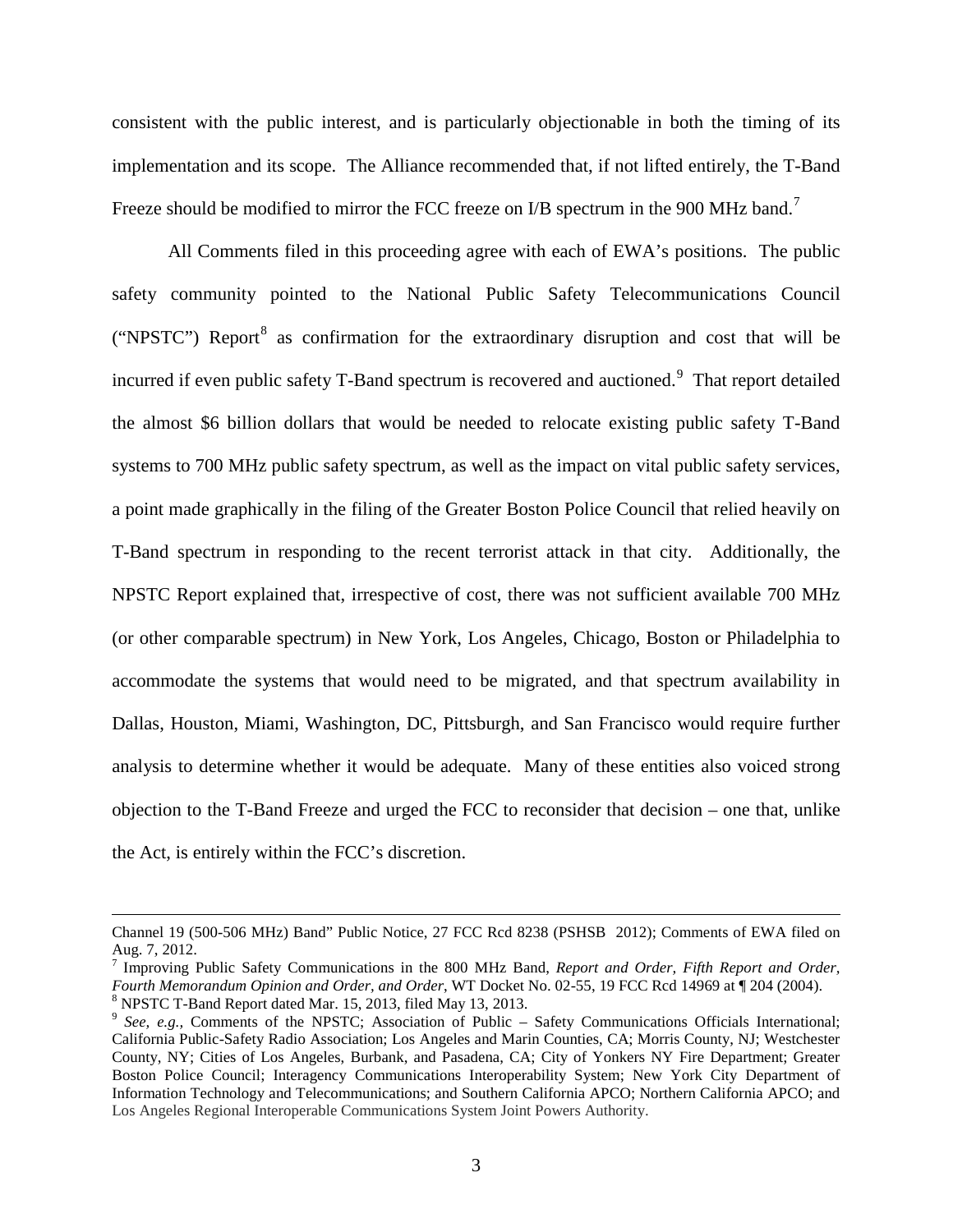consistent with the public interest, and is particularly objectionable in both the timing of its implementation and its scope. The Alliance recommended that, if not lifted entirely, the T-Band Freeze should be modified to mirror the FCC freeze on I/B spectrum in the 900 MHz band.[7]

All Comments filed in this proceeding agree with each of EWA's positions. The public safety community pointed to the National Public Safety Telecommunications Council ("NPSTC") Report[8] as confirmation for the extraordinary disruption and cost that will be incurred if even public safety T-Band spectrum is recovered and auctioned.[9] That report detailed the almost $6 billion dollars that would be needed to relocate existing public safety T-Band systems to 700 MHz public safety spectrum, as well as the impact on vital public safety services, a point made graphically in the filing of the Greater Boston Police Council that relied heavily on T-Band spectrum in responding to the recent terrorist attack in that city. Additionally, the NPSTC Report explained that, irrespective of cost, there was not sufficient available 700 MHz (or other comparable spectrum) in New York, Los Angeles, Chicago, Boston or Philadelphia to accommodate the systems that would need to be migrated, and that spectrum availability in Dallas, Houston, Miami, Washington, DC, Pittsburgh, and San Francisco would require further analysis to determine whether it would be adequate. Many of these entities also voiced strong objection to the T-Band Freeze and urged the FCC to reconsider that decision – one that, unlike the Act, is entirely within the FCC's discretion.

---

Channel 19 (500-506 MHz) Band" Public Notice, 27 FCC Rcd 8238 (PSHSB 2012); Comments of EWA filed on Aug. 7, 2012.

[7] Improving Public Safety Communications in the 800 MHz Band, *Report and Order, Fifth Report and Order, Fourth Memorandum Opinion and Order, and Order*, WT Docket No. 02-55, 19 FCC Rcd 14969 at ¶ 204 (2004).

[8] NPSTC T-Band Report dated Mar. 15, 2013, filed May 13, 2013.

[9] *See, e.g.,* Comments of the NPSTC; Association of Public – Safety Communications Officials International; California Public-Safety Radio Association; Los Angeles and Marin Counties, CA; Morris County, NJ; Westchester County, NY; Cities of Los Angeles, Burbank, and Pasadena, CA; City of Yonkers NY Fire Department; Greater Boston Police Council; Interagency Communications Interoperability System; New York City Department of Information Technology and Telecommunications; and Southern California APCO; Northern California APCO; and Los Angeles Regional Interoperable Communications System Joint Powers Authority.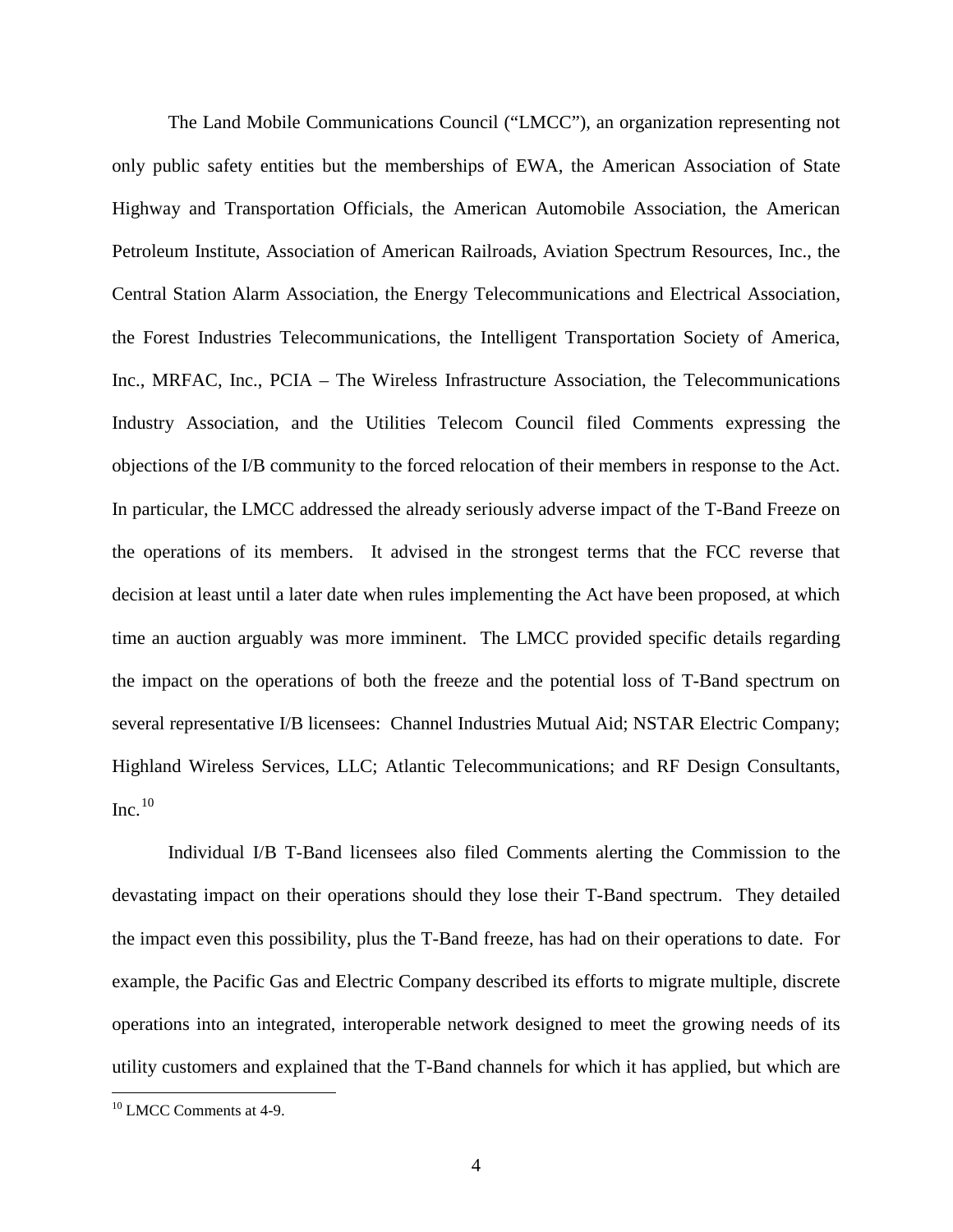The Land Mobile Communications Council ("LMCC"), an organization representing not only public safety entities but the memberships of EWA, the American Association of State Highway and Transportation Officials, the American Automobile Association, the American Petroleum Institute, Association of American Railroads, Aviation Spectrum Resources, Inc., the Central Station Alarm Association, the Energy Telecommunications and Electrical Association, the Forest Industries Telecommunications, the Intelligent Transportation Society of America, Inc., MRFAC, Inc., PCIA – The Wireless Infrastructure Association, the Telecommunications Industry Association, and the Utilities Telecom Council filed Comments expressing the objections of the I/B community to the forced relocation of their members in response to the Act. In particular, the LMCC addressed the already seriously adverse impact of the T-Band Freeze on the operations of its members. It advised in the strongest terms that the FCC reverse that decision at least until a later date when rules implementing the Act have been proposed, at which time an auction arguably was more imminent. The LMCC provided specific details regarding the impact on the operations of both the freeze and the potential loss of T-Band spectrum on several representative I/B licensees: Channel Industries Mutual Aid; NSTAR Electric Company; Highland Wireless Services, LLC; Atlantic Telecommunications; and RF Design Consultants, Inc.[10]

Individual I/B T-Band licensees also filed Comments alerting the Commission to the devastating impact on their operations should they lose their T-Band spectrum. They detailed the impact even this possibility, plus the T-Band freeze, has had on their operations to date. For example, the Pacific Gas and Electric Company described its efforts to migrate multiple, discrete operations into an integrated, interoperable network designed to meet the growing needs of its utility customers and explained that the T-Band channels for which it has applied, but which are

[10] LMCC Comments at 4-9.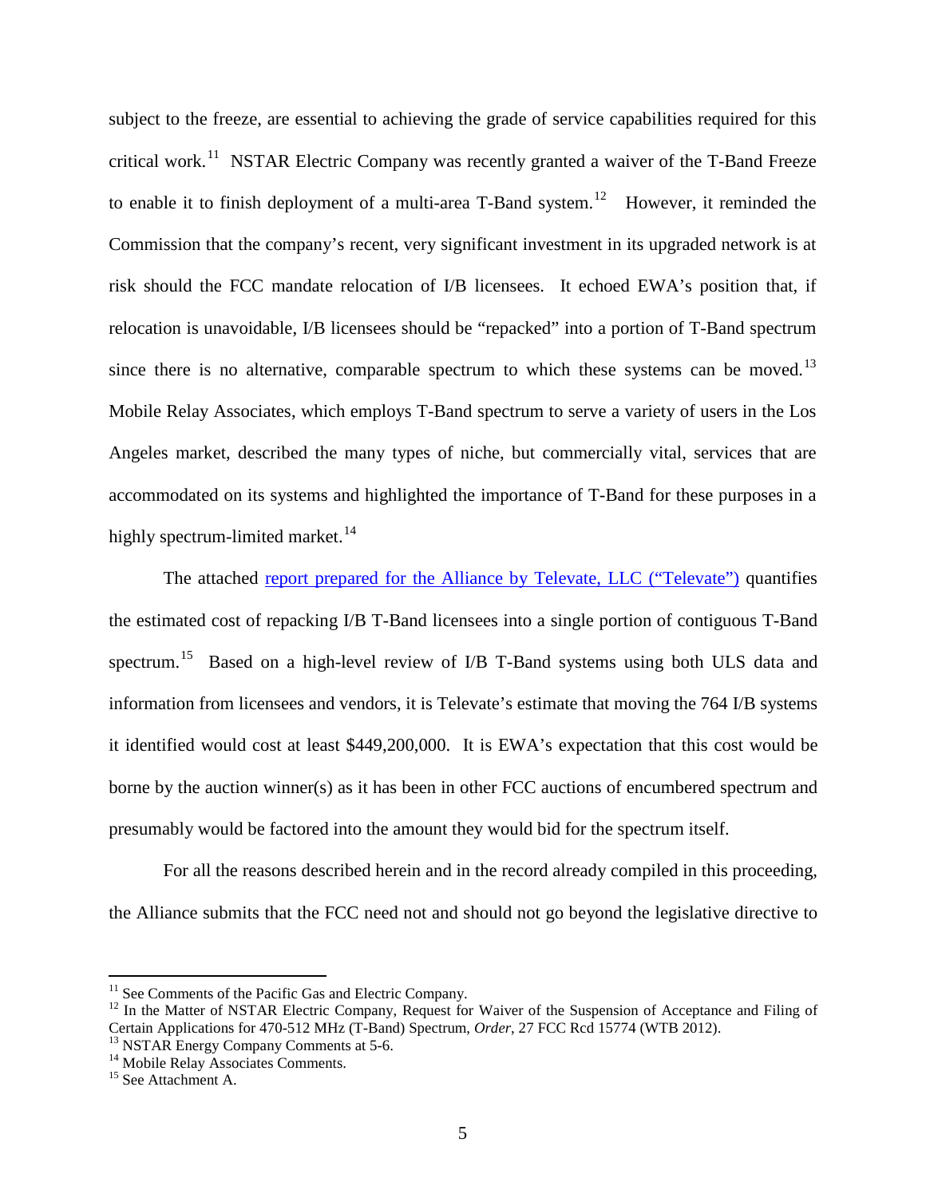subject to the freeze, are essential to achieving the grade of service capabilities required for this critical work.[11] NSTAR Electric Company was recently granted a waiver of the T-Band Freeze to enable it to finish deployment of a multi-area T-Band system.[12] However, it reminded the Commission that the company's recent, very significant investment in its upgraded network is at risk should the FCC mandate relocation of I/B licensees. It echoed EWA's position that, if relocation is unavoidable, I/B licensees should be "repacked" into a portion of T-Band spectrum since there is no alternative, comparable spectrum to which these systems can be moved.[13] Mobile Relay Associates, which employs T-Band spectrum to serve a variety of users in the Los Angeles market, described the many types of niche, but commercially vital, services that are accommodated on its systems and highlighted the importance of T-Band for these purposes in a highly spectrum-limited market.[14]

The attached report prepared for the Alliance by Televate, LLC ("Televate") quantifies the estimated cost of repacking I/B T-Band licensees into a single portion of contiguous T-Band spectrum.[15] Based on a high-level review of I/B T-Band systems using both ULS data and information from licensees and vendors, it is Televate's estimate that moving the 764 I/B systems it identified would cost at least $449,200,000. It is EWA's expectation that this cost would be borne by the auction winner(s) as it has been in other FCC auctions of encumbered spectrum and presumably would be factored into the amount they would bid for the spectrum itself.

For all the reasons described herein and in the record already compiled in this proceeding, the Alliance submits that the FCC need not and should not go beyond the legislative directive to

---

[11] See Comments of the Pacific Gas and Electric Company.

[12] In the Matter of NSTAR Electric Company, Request for Waiver of the Suspension of Acceptance and Filing of Certain Applications for 470-512 MHz (T-Band) Spectrum, *Order*, 27 FCC Rcd 15774 (WTB 2012).

[13] NSTAR Energy Company Comments at 5-6.

[14] Mobile Relay Associates Comments.

[15] See Attachment A.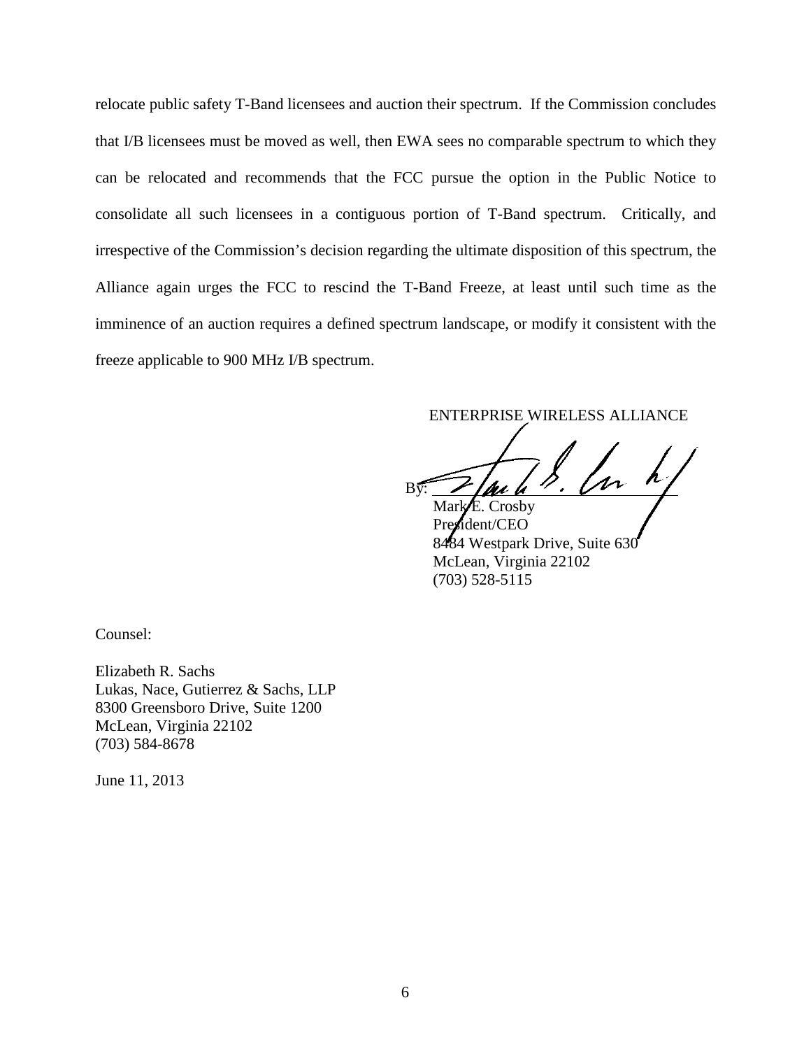relocate public safety T-Band licensees and auction their spectrum. If the Commission concludes that I/B licensees must be moved as well, then EWA sees no comparable spectrum to which they can be relocated and recommends that the FCC pursue the option in the Public Notice to consolidate all such licensees in a contiguous portion of T-Band spectrum. Critically, and irrespective of the Commission's decision regarding the ultimate disposition of this spectrum, the Alliance again urges the FCC to rescind the T-Band Freeze, at least until such time as the imminence of an auction requires a defined spectrum landscape, or modify it consistent with the freeze applicable to 900 MHz I/B spectrum.

ENTERPRISE WIRELESS ALLIANCE

By: ______________________________
Mark E. Crosby
President/CEO
8484 Westpark Drive, Suite 630
McLean, Virginia 22102
(703) 528-5115

Counsel:

Elizabeth R. Sachs
Lukas, Nace, Gutierrez & Sachs, LLP
8300 Greensboro Drive, Suite 1200
McLean, Virginia 22102
(703) 584-8678

June 11, 2013